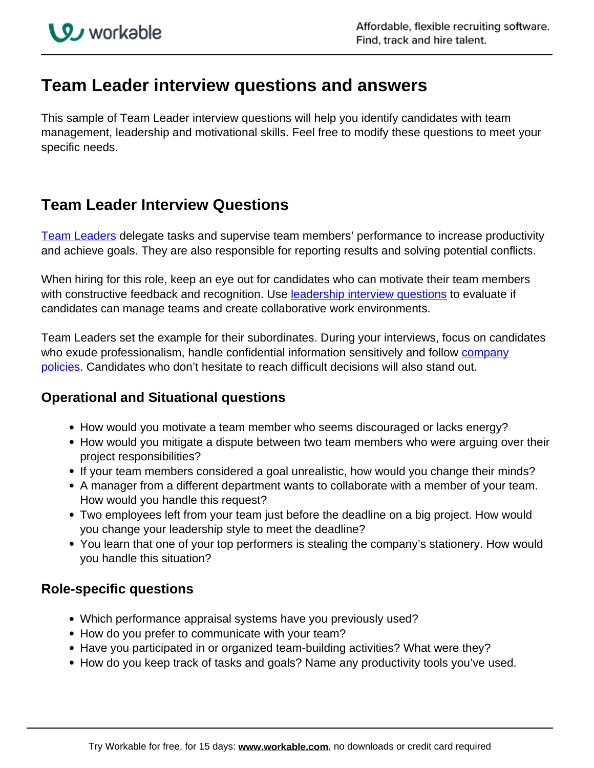# Team Leader interview questions and answers

This sample of Team Leader interview questions will help you identify candidates with team management, leadership and motivational skills. Feel free to modify these questions to meet your specific needs.

## Team Leader Interview Questions

Team Leaders delegate tasks and supervise team members' performance to increase productivity and achieve goals. They are also responsible for reporting results and solving potential conflicts.

When hiring for this role, keep an eye out for candidates who can motivate their team members with constructive feedback and recognition. Use leadership interview questions to evaluate if candidates can manage teams and create collaborative work environments.

Team Leaders set the example for their subordinates. During your interviews, focus on candidates who exude professionalism, handle confidential information sensitively and follow company policies. Candidates who don't hesitate to reach difficult decisions will also stand out.

### Operational and Situational questions

- How would you motivate a team member who seems discouraged or lacks energy?
- How would you mitigate a dispute between two team members who were arguing over their project responsibilities?
- If your team members considered a goal unrealistic, how would you change their minds?
- A manager from a different department wants to collaborate with a member of your team. How would you handle this request?
- Two employees left from your team just before the deadline on a big project. How would you change your leadership style to meet the deadline?
- You learn that one of your top performers is stealing the company's stationery. How would you handle this situation?

### Role-specific questions

- Which performance appraisal systems have you previously used?
- How do you prefer to communicate with your team?
- Have you participated in or organized team-building activities? What were they?
- How do you keep track of tasks and goals? Name any productivity tools you've used.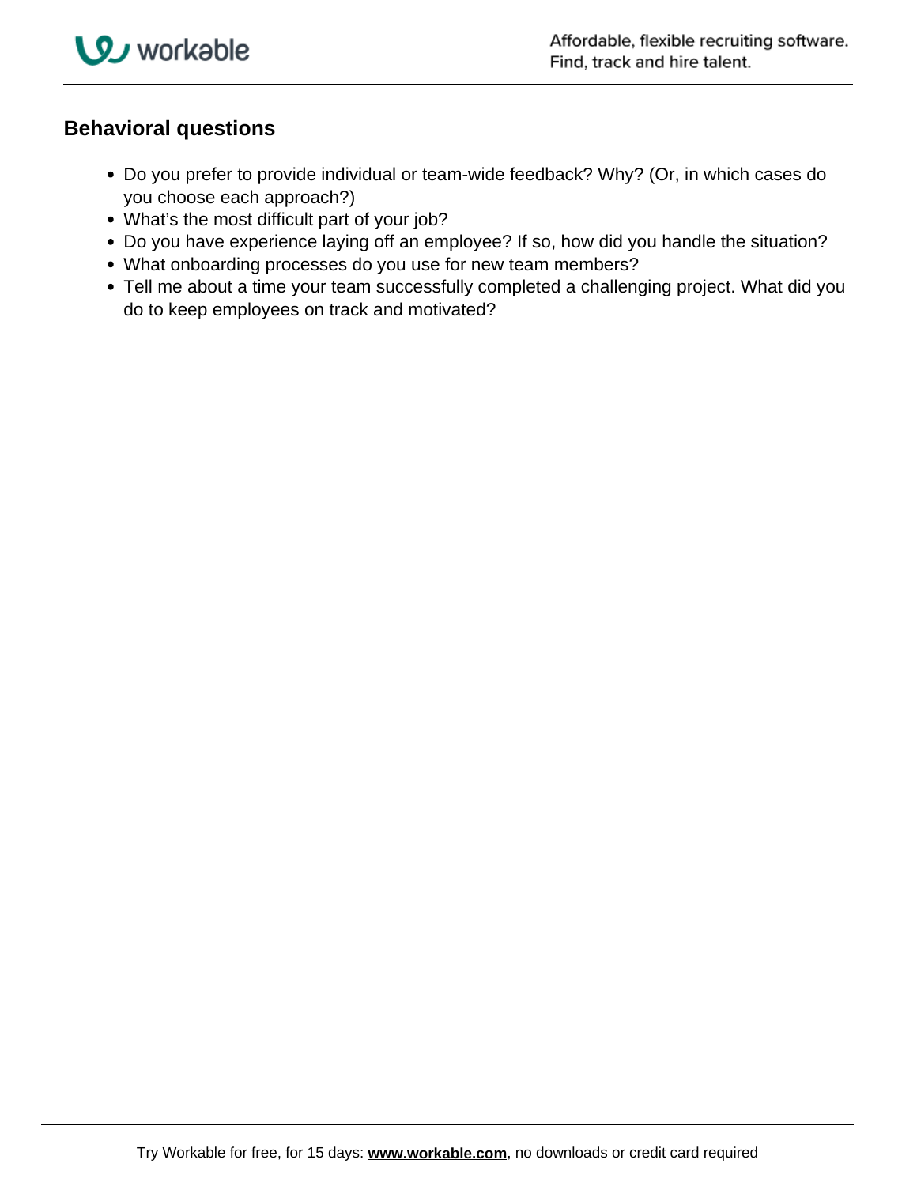## Behavioral questions

- Do you prefer to provide individual or team-wide feedback? Why? (Or, in which cases do you choose each approach?)
- What's the most difficult part of your job?
- Do you have experience laying off an employee? If so, how did you handle the situation?
- What onboarding processes do you use for new team members?
- Tell me about a time your team successfully completed a challenging project. What did you do to keep employees on track and motivated?